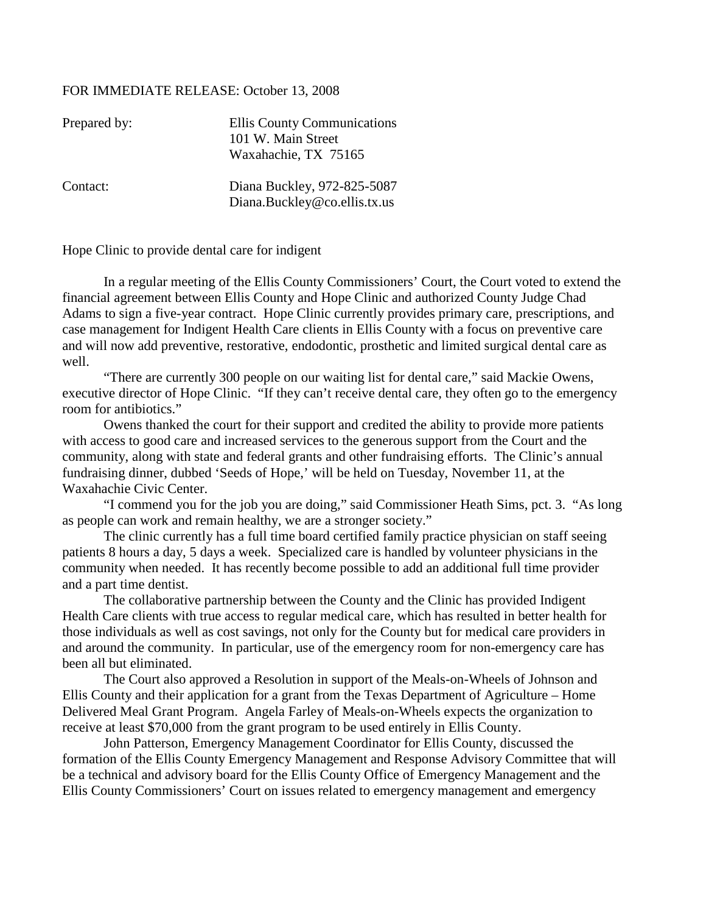FOR IMMEDIATE RELEASE: October 13, 2008

| | |
|---|---|
| Prepared by: | Ellis County Communications<br>101 W. Main Street<br>Waxahachie, TX 75165 |
| Contact: | Diana Buckley, 972-825-5087<br>Diana.Buckley@co.ellis.tx.us |

Hope Clinic to provide dental care for indigent

In a regular meeting of the Ellis County Commissioners' Court, the Court voted to extend the financial agreement between Ellis County and Hope Clinic and authorized County Judge Chad Adams to sign a five-year contract. Hope Clinic currently provides primary care, prescriptions, and case management for Indigent Health Care clients in Ellis County with a focus on preventive care and will now add preventive, restorative, endodontic, prosthetic and limited surgical dental care as well.

"There are currently 300 people on our waiting list for dental care," said Mackie Owens, executive director of Hope Clinic. "If they can't receive dental care, they often go to the emergency room for antibiotics."

Owens thanked the court for their support and credited the ability to provide more patients with access to good care and increased services to the generous support from the Court and the community, along with state and federal grants and other fundraising efforts. The Clinic's annual fundraising dinner, dubbed 'Seeds of Hope,' will be held on Tuesday, November 11, at the Waxahachie Civic Center.

"I commend you for the job you are doing," said Commissioner Heath Sims, pct. 3. "As long as people can work and remain healthy, we are a stronger society."

The clinic currently has a full time board certified family practice physician on staff seeing patients 8 hours a day, 5 days a week. Specialized care is handled by volunteer physicians in the community when needed. It has recently become possible to add an additional full time provider and a part time dentist.

The collaborative partnership between the County and the Clinic has provided Indigent Health Care clients with true access to regular medical care, which has resulted in better health for those individuals as well as cost savings, not only for the County but for medical care providers in and around the community. In particular, use of the emergency room for non-emergency care has been all but eliminated.

The Court also approved a Resolution in support of the Meals-on-Wheels of Johnson and Ellis County and their application for a grant from the Texas Department of Agriculture – Home Delivered Meal Grant Program. Angela Farley of Meals-on-Wheels expects the organization to receive at least $70,000 from the grant program to be used entirely in Ellis County.

John Patterson, Emergency Management Coordinator for Ellis County, discussed the formation of the Ellis County Emergency Management and Response Advisory Committee that will be a technical and advisory board for the Ellis County Office of Emergency Management and the Ellis County Commissioners' Court on issues related to emergency management and emergency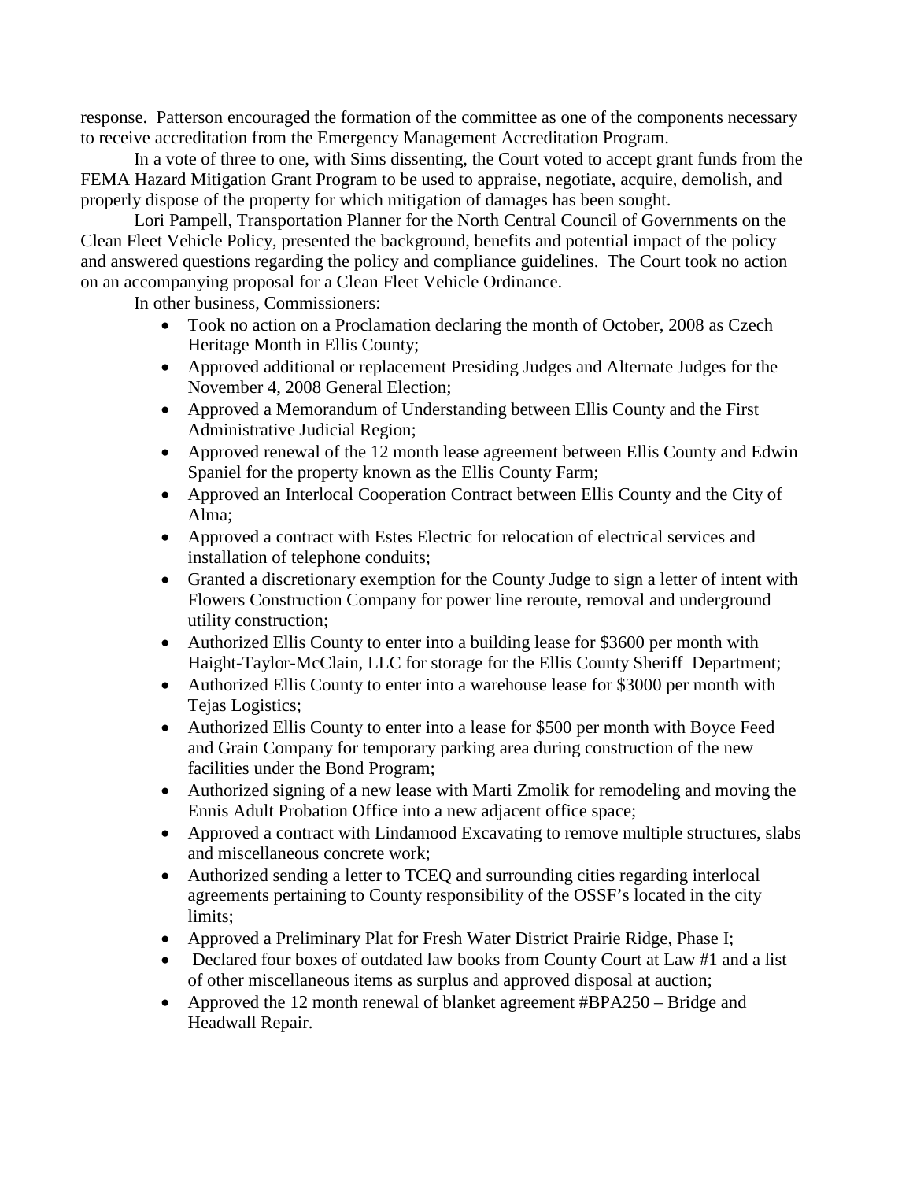response. Patterson encouraged the formation of the committee as one of the components necessary to receive accreditation from the Emergency Management Accreditation Program.

In a vote of three to one, with Sims dissenting, the Court voted to accept grant funds from the FEMA Hazard Mitigation Grant Program to be used to appraise, negotiate, acquire, demolish, and properly dispose of the property for which mitigation of damages has been sought.

Lori Pampell, Transportation Planner for the North Central Council of Governments on the Clean Fleet Vehicle Policy, presented the background, benefits and potential impact of the policy and answered questions regarding the policy and compliance guidelines. The Court took no action on an accompanying proposal for a Clean Fleet Vehicle Ordinance.

In other business, Commissioners:

- Took no action on a Proclamation declaring the month of October, 2008 as Czech Heritage Month in Ellis County;
- Approved additional or replacement Presiding Judges and Alternate Judges for the November 4, 2008 General Election;
- Approved a Memorandum of Understanding between Ellis County and the First Administrative Judicial Region;
- Approved renewal of the 12 month lease agreement between Ellis County and Edwin Spaniel for the property known as the Ellis County Farm;
- Approved an Interlocal Cooperation Contract between Ellis County and the City of Alma;
- Approved a contract with Estes Electric for relocation of electrical services and installation of telephone conduits;
- Granted a discretionary exemption for the County Judge to sign a letter of intent with Flowers Construction Company for power line reroute, removal and underground utility construction;
- Authorized Ellis County to enter into a building lease for $3600 per month with Haight-Taylor-McClain, LLC for storage for the Ellis County Sheriff Department;
- Authorized Ellis County to enter into a warehouse lease for $3000 per month with Tejas Logistics;
- Authorized Ellis County to enter into a lease for $500 per month with Boyce Feed and Grain Company for temporary parking area during construction of the new facilities under the Bond Program;
- Authorized signing of a new lease with Marti Zmolik for remodeling and moving the Ennis Adult Probation Office into a new adjacent office space;
- Approved a contract with Lindamood Excavating to remove multiple structures, slabs and miscellaneous concrete work;
- Authorized sending a letter to TCEQ and surrounding cities regarding interlocal agreements pertaining to County responsibility of the OSSF's located in the city limits;
- Approved a Preliminary Plat for Fresh Water District Prairie Ridge, Phase I;
- Declared four boxes of outdated law books from County Court at Law #1 and a list of other miscellaneous items as surplus and approved disposal at auction;
- Approved the 12 month renewal of blanket agreement #BPA250 – Bridge and Headwall Repair.